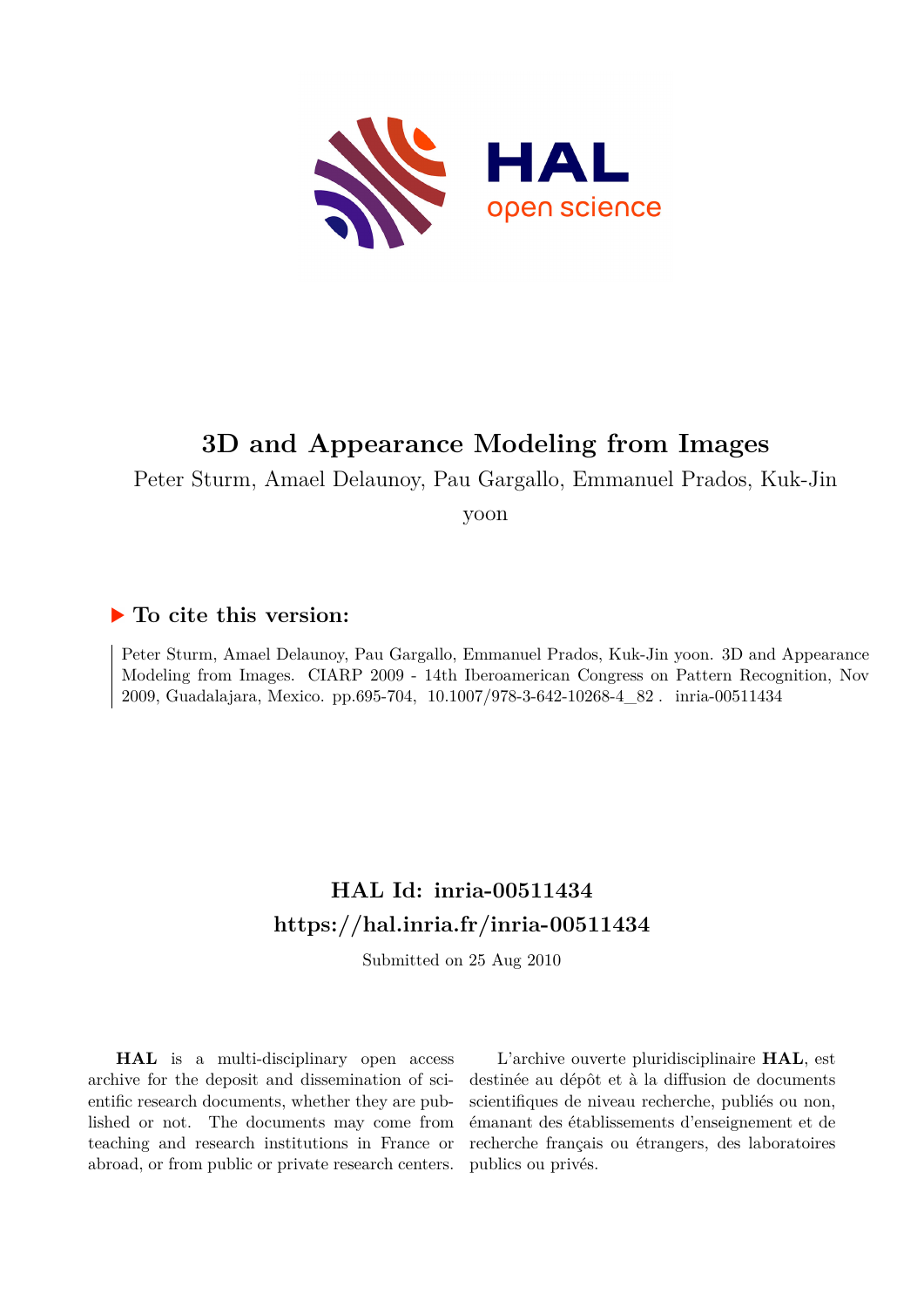HAL open science

# 3D and Appearance Modeling from Images

Peter Sturm, Amael Delaunoy, Pau Gargallo, Emmanuel Prados, Kuk-Jin yoon

## ▶ To cite this version:

Peter Sturm, Amael Delaunoy, Pau Gargallo, Emmanuel Prados, Kuk-Jin yoon. 3D and Appearance Modeling from Images. CIARP 2009 - 14th Iberoamerican Congress on Pattern Recognition, Nov 2009, Guadalajara, Mexico. pp.695-704, 10.1007/978-3-642-10268-4_82 . inria-00511434

## HAL Id: inria-00511434
## https://hal.inria.fr/inria-00511434

Submitted on 25 Aug 2010

**HAL** is a multi-disciplinary open access archive for the deposit and dissemination of scientific research documents, whether they are published or not. The documents may come from teaching and research institutions in France or abroad, or from public or private research centers.

L'archive ouverte pluridisciplinaire **HAL**, est destinée au dépôt et à la diffusion de documents scientifiques de niveau recherche, publiés ou non, émanant des établissements d'enseignement et de recherche français ou étrangers, des laboratoires publics ou privés.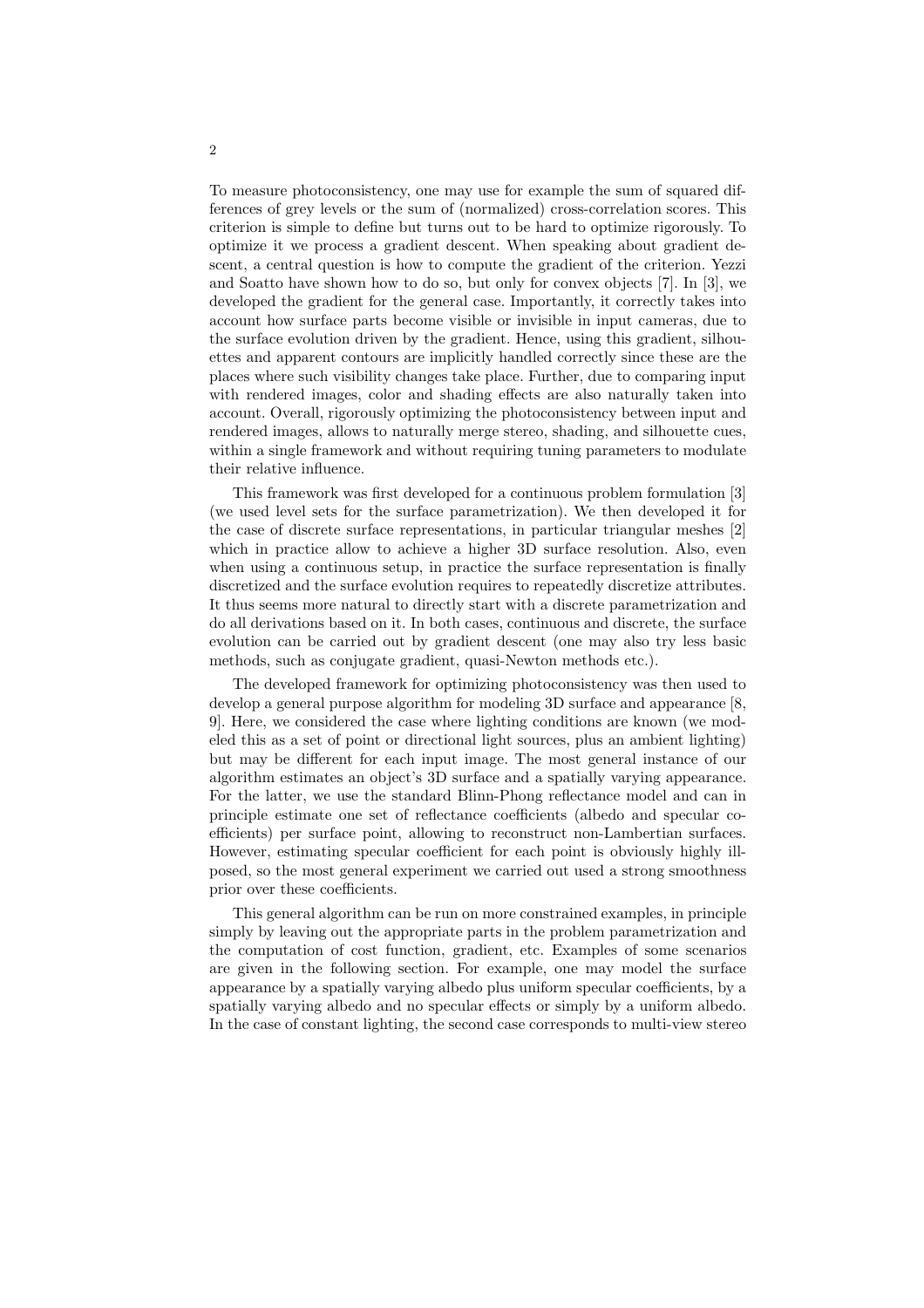To measure photoconsistency, one may use for example the sum of squared differences of grey levels or the sum of (normalized) cross-correlation scores. This criterion is simple to define but turns out to be hard to optimize rigorously. To optimize it we process a gradient descent. When speaking about gradient descent, a central question is how to compute the gradient of the criterion. Yezzi and Soatto have shown how to do so, but only for convex objects [7]. In [3], we developed the gradient for the general case. Importantly, it correctly takes into account how surface parts become visible or invisible in input cameras, due to the surface evolution driven by the gradient. Hence, using this gradient, silhouettes and apparent contours are implicitly handled correctly since these are the places where such visibility changes take place. Further, due to comparing input with rendered images, color and shading effects are also naturally taken into account. Overall, rigorously optimizing the photoconsistency between input and rendered images, allows to naturally merge stereo, shading, and silhouette cues, within a single framework and without requiring tuning parameters to modulate their relative influence.

This framework was first developed for a continuous problem formulation [3] (we used level sets for the surface parametrization). We then developed it for the case of discrete surface representations, in particular triangular meshes [2] which in practice allow to achieve a higher 3D surface resolution. Also, even when using a continuous setup, in practice the surface representation is finally discretized and the surface evolution requires to repeatedly discretize attributes. It thus seems more natural to directly start with a discrete parametrization and do all derivations based on it. In both cases, continuous and discrete, the surface evolution can be carried out by gradient descent (one may also try less basic methods, such as conjugate gradient, quasi-Newton methods etc.).

The developed framework for optimizing photoconsistency was then used to develop a general purpose algorithm for modeling 3D surface and appearance [8, 9]. Here, we considered the case where lighting conditions are known (we modeled this as a set of point or directional light sources, plus an ambient lighting) but may be different for each input image. The most general instance of our algorithm estimates an object's 3D surface and a spatially varying appearance. For the latter, we use the standard Blinn-Phong reflectance model and can in principle estimate one set of reflectance coefficients (albedo and specular coefficients) per surface point, allowing to reconstruct non-Lambertian surfaces. However, estimating specular coefficient for each point is obviously highly ill-posed, so the most general experiment we carried out used a strong smoothness prior over these coefficients.

This general algorithm can be run on more constrained examples, in principle simply by leaving out the appropriate parts in the problem parametrization and the computation of cost function, gradient, etc. Examples of some scenarios are given in the following section. For example, one may model the surface appearance by a spatially varying albedo plus uniform specular coefficients, by a spatially varying albedo and no specular effects or simply by a uniform albedo. In the case of constant lighting, the second case corresponds to multi-view stereo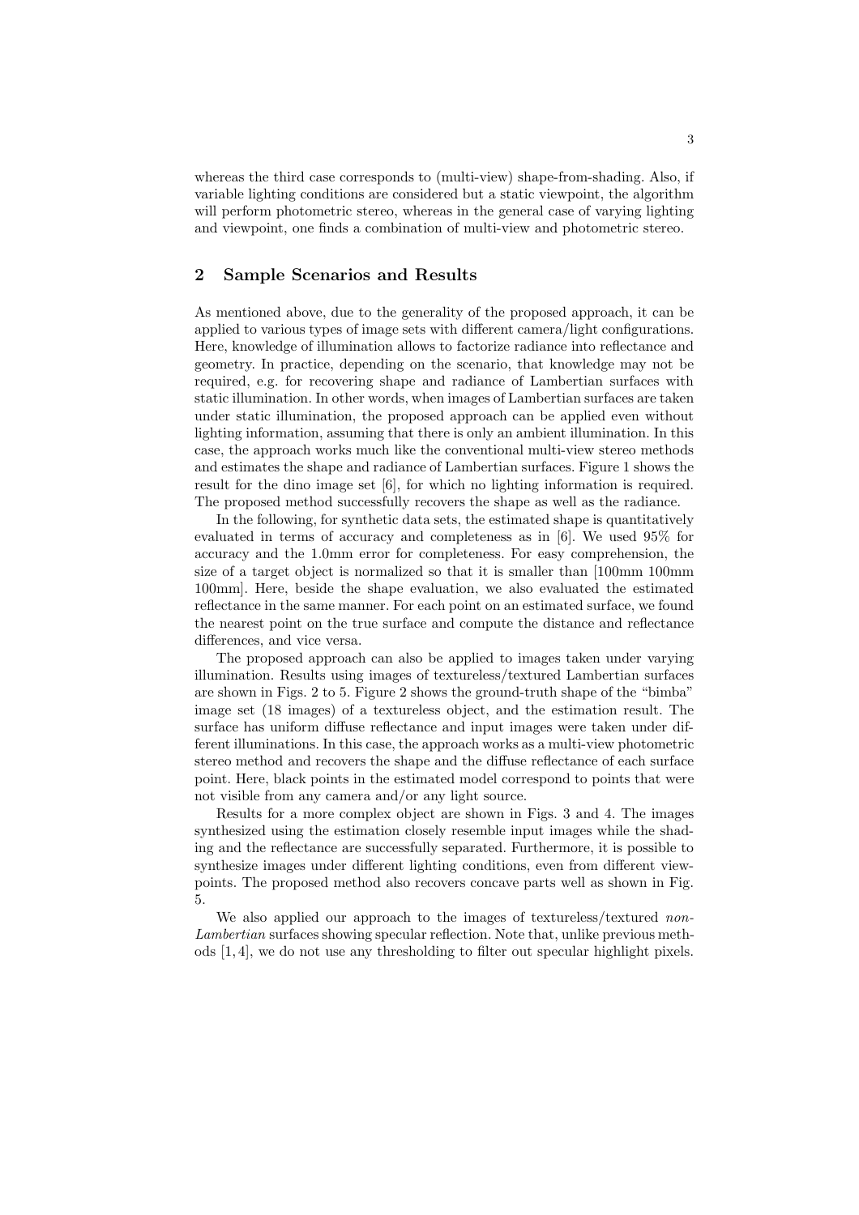whereas the third case corresponds to (multi-view) shape-from-shading. Also, if variable lighting conditions are considered but a static viewpoint, the algorithm will perform photometric stereo, whereas in the general case of varying lighting and viewpoint, one finds a combination of multi-view and photometric stereo.

## 2 Sample Scenarios and Results

As mentioned above, due to the generality of the proposed approach, it can be applied to various types of image sets with different camera/light configurations. Here, knowledge of illumination allows to factorize radiance into reflectance and geometry. In practice, depending on the scenario, that knowledge may not be required, e.g. for recovering shape and radiance of Lambertian surfaces with static illumination. In other words, when images of Lambertian surfaces are taken under static illumination, the proposed approach can be applied even without lighting information, assuming that there is only an ambient illumination. In this case, the approach works much like the conventional multi-view stereo methods and estimates the shape and radiance of Lambertian surfaces. Figure 1 shows the result for the dino image set [6], for which no lighting information is required. The proposed method successfully recovers the shape as well as the radiance.

In the following, for synthetic data sets, the estimated shape is quantitatively evaluated in terms of accuracy and completeness as in [6]. We used 95% for accuracy and the 1.0mm error for completeness. For easy comprehension, the size of a target object is normalized so that it is smaller than [100mm 100mm 100mm]. Here, beside the shape evaluation, we also evaluated the estimated reflectance in the same manner. For each point on an estimated surface, we found the nearest point on the true surface and compute the distance and reflectance differences, and vice versa.

The proposed approach can also be applied to images taken under varying illumination. Results using images of textureless/textured Lambertian surfaces are shown in Figs. 2 to 5. Figure 2 shows the ground-truth shape of the "bimba" image set (18 images) of a textureless object, and the estimation result. The surface has uniform diffuse reflectance and input images were taken under different illuminations. In this case, the approach works as a multi-view photometric stereo method and recovers the shape and the diffuse reflectance of each surface point. Here, black points in the estimated model correspond to points that were not visible from any camera and/or any light source.

Results for a more complex object are shown in Figs. 3 and 4. The images synthesized using the estimation closely resemble input images while the shading and the reflectance are successfully separated. Furthermore, it is possible to synthesize images under different lighting conditions, even from different viewpoints. The proposed method also recovers concave parts well as shown in Fig. 5.

We also applied our approach to the images of textureless/textured *non-Lambertian* surfaces showing specular reflection. Note that, unlike previous methods [1, 4], we do not use any thresholding to filter out specular highlight pixels.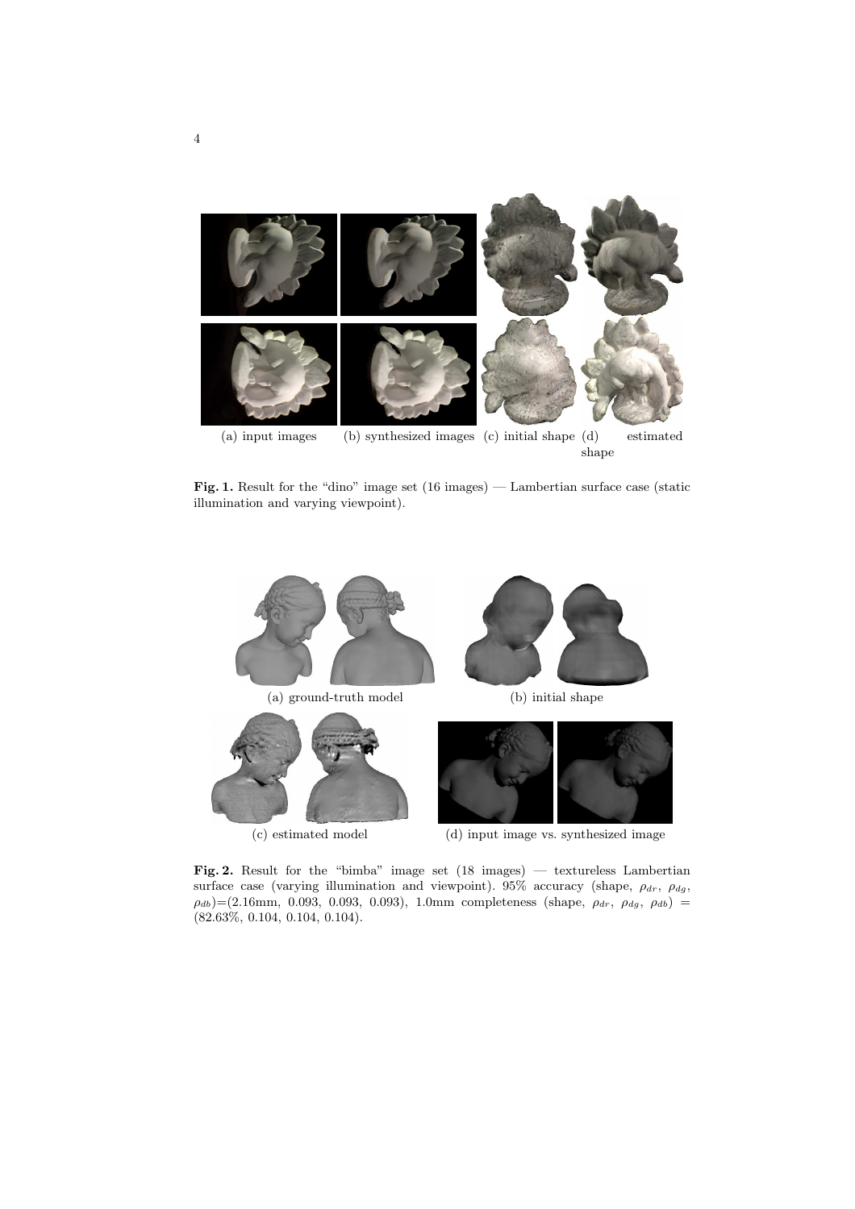(a) input images (b) synthesized images (c) initial shape (d) estimated shape

**Fig. 1.** Result for the "dino" image set (16 images) — Lambertian surface case (static illumination and varying viewpoint).

(a) ground-truth model (b) initial shape

(c) estimated model (d) input image vs. synthesized image

**Fig. 2.** Result for the "bimba" image set (18 images) — textureless Lambertian surface case (varying illumination and viewpoint). 95% accuracy (shape, $\rho_{dr}$, $\rho_{dg}$, $\rho_{db}$)=(2.16mm, 0.093, 0.093, 0.093), 1.0mm completeness (shape, $\rho_{dr}$, $\rho_{dg}$, $\rho_{db}$) = (82.63%, 0.104, 0.104, 0.104).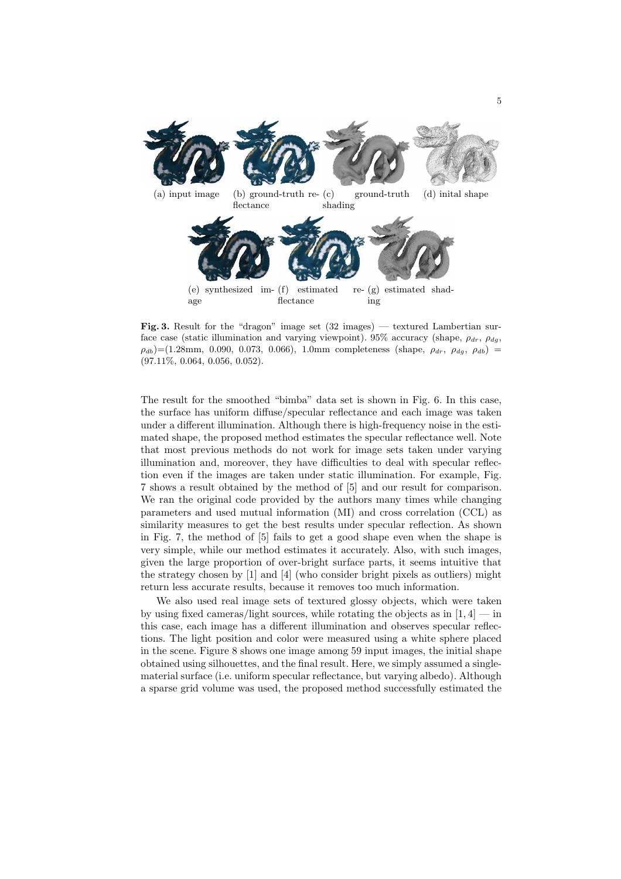(a) input image (b) ground-truth reflectance (c) ground-truth shading (d) inital shape

(e) synthesized image (f) estimated reflectance (g) estimated shading

**Fig. 3.** Result for the "dragon" image set (32 images) — textured Lambertian surface case (static illumination and varying viewpoint). 95% accuracy (shape, $\rho_{dr}$, $\rho_{dg}$, $\rho_{db}$)=(1.28mm, 0.090, 0.073, 0.066), 1.0mm completeness (shape, $\rho_{dr}$, $\rho_{dg}$, $\rho_{db}$) = (97.11%, 0.064, 0.056, 0.052).

The result for the smoothed "bimba" data set is shown in Fig. 6. In this case, the surface has uniform diffuse/specular reflectance and each image was taken under a different illumination. Although there is high-frequency noise in the estimated shape, the proposed method estimates the specular reflectance well. Note that most previous methods do not work for image sets taken under varying illumination and, moreover, they have difficulties to deal with specular reflection even if the images are taken under static illumination. For example, Fig. 7 shows a result obtained by the method of [5] and our result for comparison. We ran the original code provided by the authors many times while changing parameters and used mutual information (MI) and cross correlation (CCL) as similarity measures to get the best results under specular reflection. As shown in Fig. 7, the method of [5] fails to get a good shape even when the shape is very simple, while our method estimates it accurately. Also, with such images, given the large proportion of over-bright surface parts, it seems intuitive that the strategy chosen by [1] and [4] (who consider bright pixels as outliers) might return less accurate results, because it removes too much information.

We also used real image sets of textured glossy objects, which were taken by using fixed cameras/light sources, while rotating the objects as in [1, 4] — in this case, each image has a different illumination and observes specular reflections. The light position and color were measured using a white sphere placed in the scene. Figure 8 shows one image among 59 input images, the initial shape obtained using silhouettes, and the final result. Here, we simply assumed a single-material surface (i.e. uniform specular reflectance, but varying albedo). Although a sparse grid volume was used, the proposed method successfully estimated the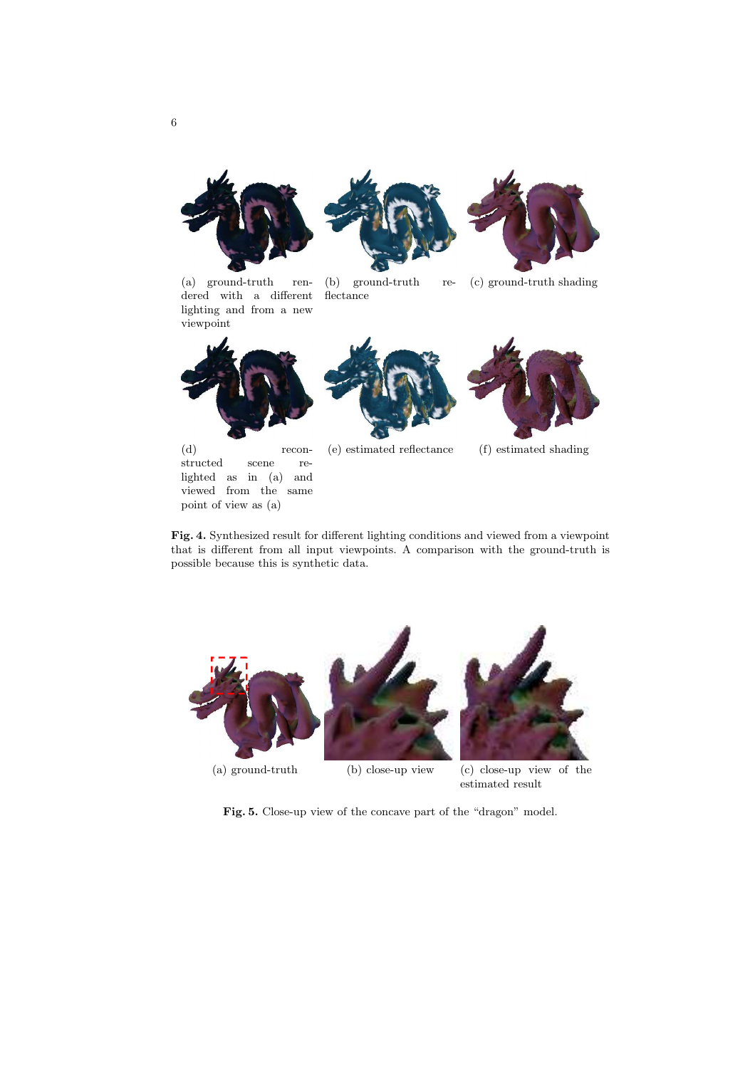(a) ground-truth rendered with a different lighting and from a new viewpoint

(b) ground-truth reflectance

(c) ground-truth shading

(d) reconstructed scene relighted as in (a) and viewed from the same point of view as (a)

(e) estimated reflectance

(f) estimated shading

**Fig. 4.** Synthesized result for different lighting conditions and viewed from a viewpoint that is different from all input viewpoints. A comparison with the ground-truth is possible because this is synthetic data.

(a) ground-truth

(b) close-up view

(c) close-up view of the estimated result

**Fig. 5.** Close-up view of the concave part of the "dragon" model.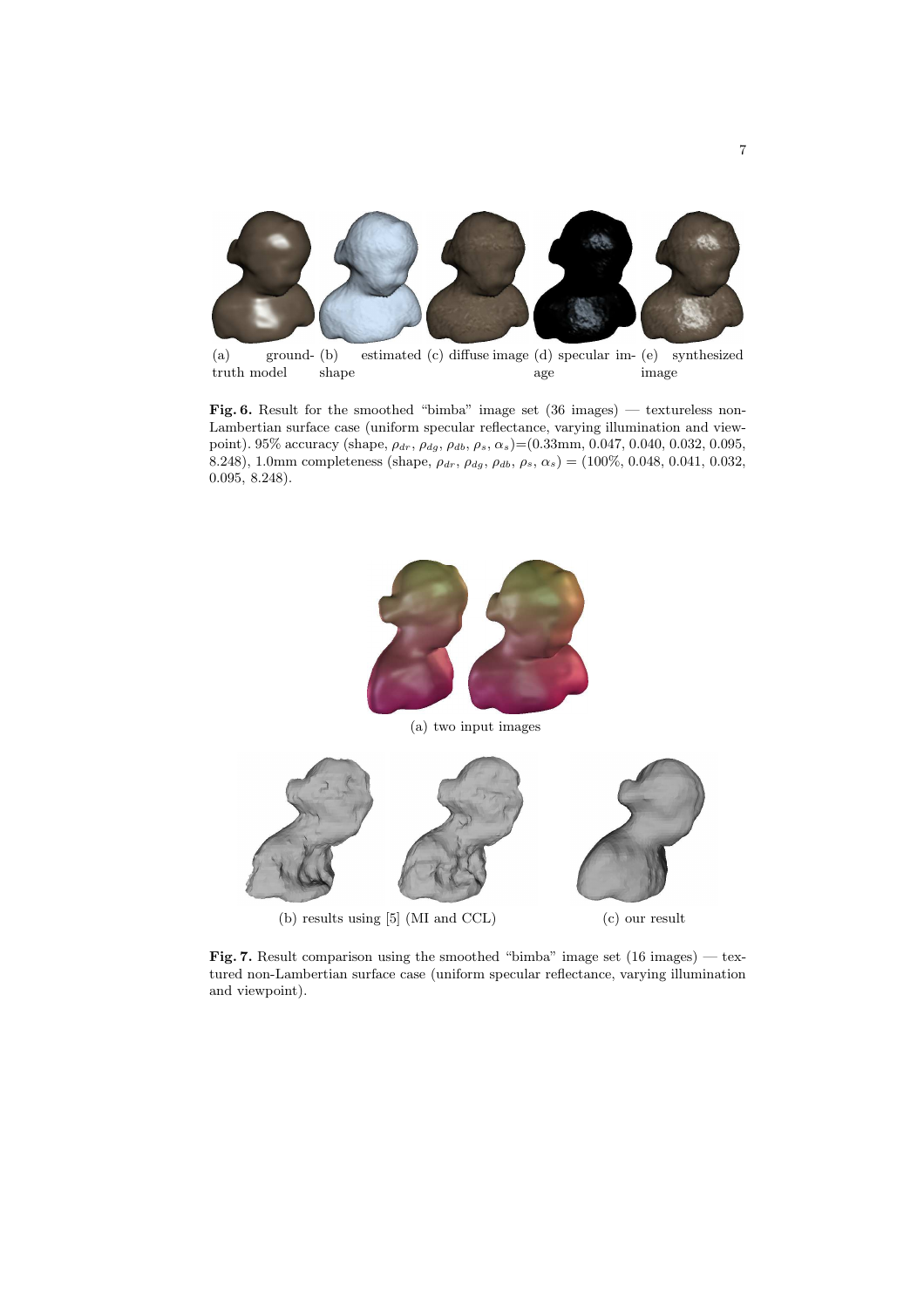(a) ground-truth model (b) estimated shape (c) diffuse image (d) specular image (e) synthesized image

**Fig. 6.** Result for the smoothed "bimba" image set (36 images) — textureless non-Lambertian surface case (uniform specular reflectance, varying illumination and viewpoint). 95% accuracy (shape, $\rho_{dr}$, $\rho_{dg}$, $\rho_{db}$, $\rho_s$, $\alpha_s$)=(0.33mm, 0.047, 0.040, 0.032, 0.095, 8.248), 1.0mm completeness (shape, $\rho_{dr}$, $\rho_{dg}$, $\rho_{db}$, $\rho_s$, $\alpha_s$) = (100%, 0.048, 0.041, 0.032, 0.095, 8.248).

(a) two input images

(b) results using [5] (MI and CCL) (c) our result

**Fig. 7.** Result comparison using the smoothed "bimba" image set (16 images) — textured non-Lambertian surface case (uniform specular reflectance, varying illumination and viewpoint).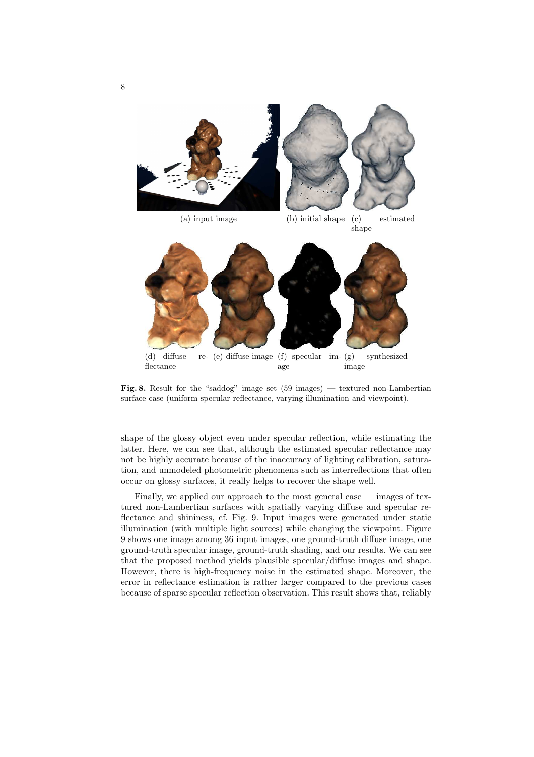(a) input image (b) initial shape (c) estimated shape

(d) diffuse reflectance (e) diffuse image (f) specular image (g) synthesized image

**Fig. 8.** Result for the "saddog" image set (59 images) — textured non-Lambertian surface case (uniform specular reflectance, varying illumination and viewpoint).

shape of the glossy object even under specular reflection, while estimating the latter. Here, we can see that, although the estimated specular reflectance may not be highly accurate because of the inaccuracy of lighting calibration, saturation, and unmodeled photometric phenomena such as interreflections that often occur on glossy surfaces, it really helps to recover the shape well.

Finally, we applied our approach to the most general case — images of textured non-Lambertian surfaces with spatially varying diffuse and specular reflectance and shininess, cf. Fig. 9. Input images were generated under static illumination (with multiple light sources) while changing the viewpoint. Figure 9 shows one image among 36 input images, one ground-truth diffuse image, one ground-truth specular image, ground-truth shading, and our results. We can see that the proposed method yields plausible specular/diffuse images and shape. However, there is high-frequency noise in the estimated shape. Moreover, the error in reflectance estimation is rather larger compared to the previous cases because of sparse specular reflection observation. This result shows that, reliably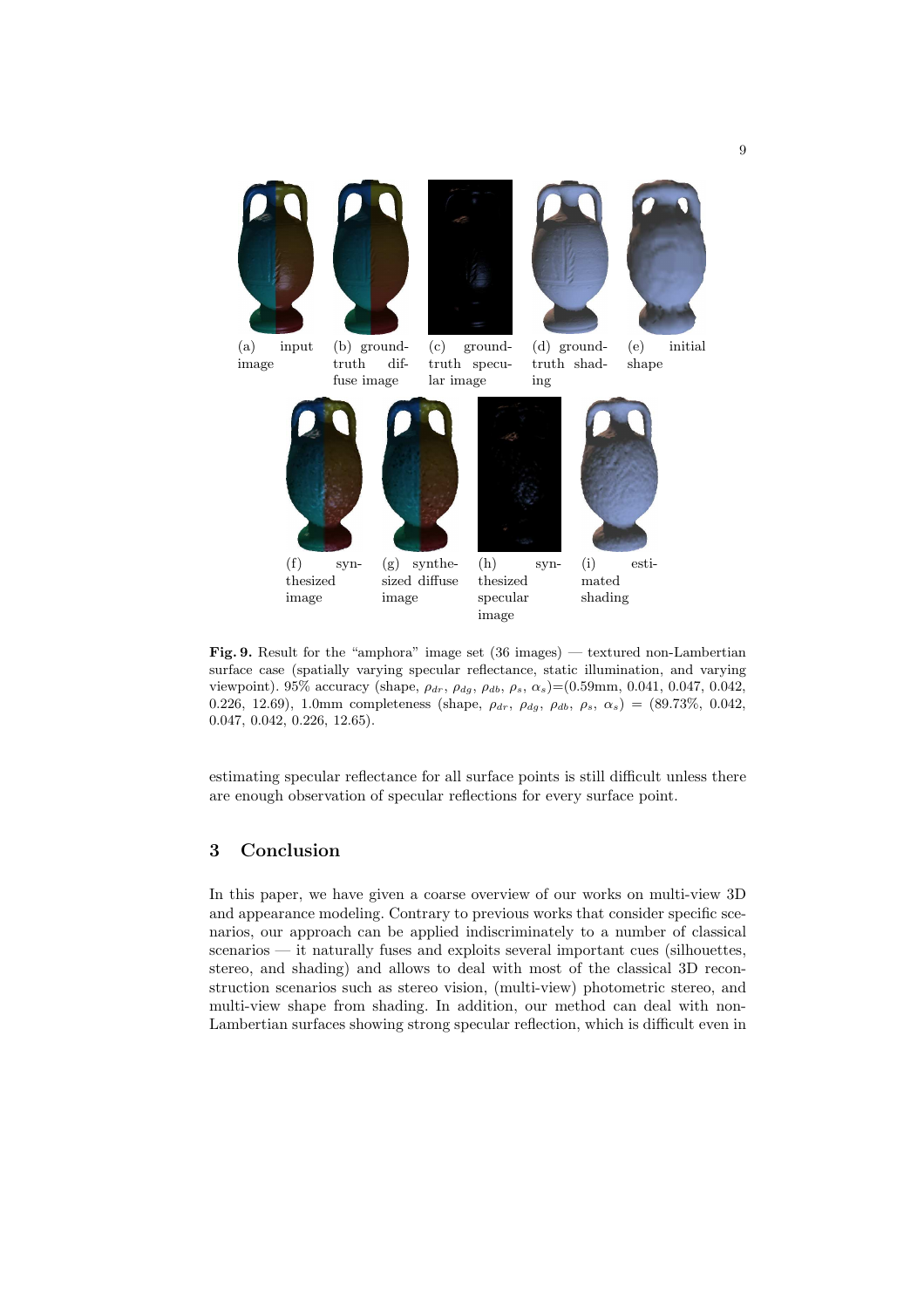(a) input image (b) ground-truth diffuse image (c) ground-truth specular image (d) ground-truth shading (e) initial shape

(f) synthesized image (g) synthesized diffuse image (h) synthesized specular image (i) estimated shading

**Fig. 9.** Result for the "amphora" image set (36 images) — textured non-Lambertian surface case (spatially varying specular reflectance, static illumination, and varying viewpoint). 95% accuracy (shape, $\rho_{dr}$, $\rho_{dg}$, $\rho_{db}$, $\rho_s$, $\alpha_s$)=(0.59mm, 0.041, 0.047, 0.042, 0.226, 12.69), 1.0mm completeness (shape, $\rho_{dr}$, $\rho_{dg}$, $\rho_{db}$, $\rho_s$, $\alpha_s$) = (89.73%, 0.042, 0.047, 0.042, 0.226, 12.65).

estimating specular reflectance for all surface points is still difficult unless there are enough observation of specular reflections for every surface point.

## 3 Conclusion

In this paper, we have given a coarse overview of our works on multi-view 3D and appearance modeling. Contrary to previous works that consider specific scenarios, our approach can be applied indiscriminately to a number of classical scenarios — it naturally fuses and exploits several important cues (silhouettes, stereo, and shading) and allows to deal with most of the classical 3D reconstruction scenarios such as stereo vision, (multi-view) photometric stereo, and multi-view shape from shading. In addition, our method can deal with non-Lambertian surfaces showing strong specular reflection, which is difficult even in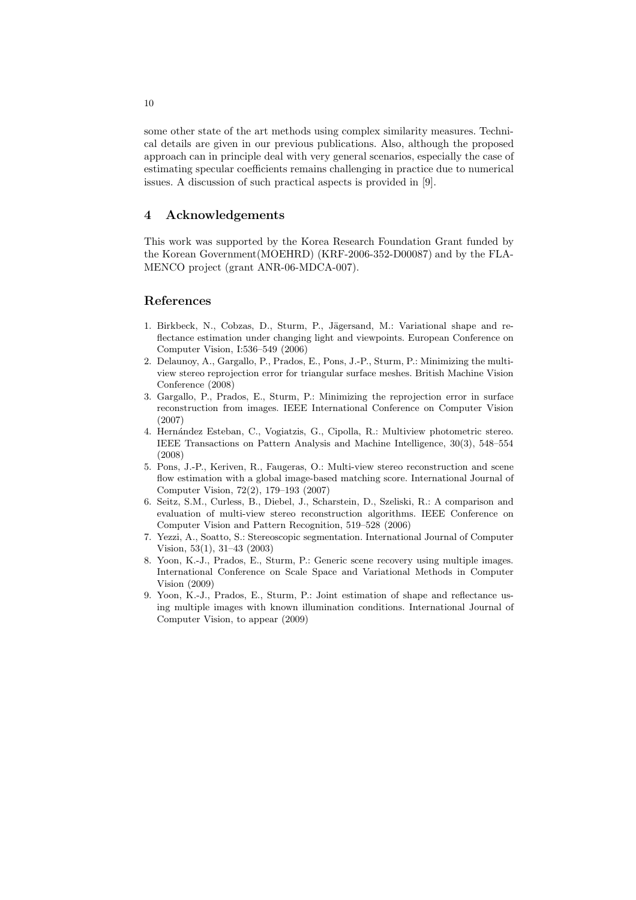some other state of the art methods using complex similarity measures. Technical details are given in our previous publications. Also, although the proposed approach can in principle deal with very general scenarios, especially the case of estimating specular coefficients remains challenging in practice due to numerical issues. A discussion of such practical aspects is provided in [9].

## 4 Acknowledgements

This work was supported by the Korea Research Foundation Grant funded by the Korean Government(MOEHRD) (KRF-2006-352-D00087) and by the FLAMENCO project (grant ANR-06-MDCA-007).

## References

1. Birkbeck, N., Cobzas, D., Sturm, P., Jägersand, M.: Variational shape and reflectance estimation under changing light and viewpoints. European Conference on Computer Vision, I:536–549 (2006)
2. Delaunoy, A., Gargallo, P., Prados, E., Pons, J.-P., Sturm, P.: Minimizing the multi-view stereo reprojection error for triangular surface meshes. British Machine Vision Conference (2008)
3. Gargallo, P., Prados, E., Sturm, P.: Minimizing the reprojection error in surface reconstruction from images. IEEE International Conference on Computer Vision (2007)
4. Hernández Esteban, C., Vogiatzis, G., Cipolla, R.: Multiview photometric stereo. IEEE Transactions on Pattern Analysis and Machine Intelligence, 30(3), 548–554 (2008)
5. Pons, J.-P., Keriven, R., Faugeras, O.: Multi-view stereo reconstruction and scene flow estimation with a global image-based matching score. International Journal of Computer Vision, 72(2), 179–193 (2007)
6. Seitz, S.M., Curless, B., Diebel, J., Scharstein, D., Szeliski, R.: A comparison and evaluation of multi-view stereo reconstruction algorithms. IEEE Conference on Computer Vision and Pattern Recognition, 519–528 (2006)
7. Yezzi, A., Soatto, S.: Stereoscopic segmentation. International Journal of Computer Vision, 53(1), 31–43 (2003)
8. Yoon, K.-J., Prados, E., Sturm, P.: Generic scene recovery using multiple images. International Conference on Scale Space and Variational Methods in Computer Vision (2009)
9. Yoon, K.-J., Prados, E., Sturm, P.: Joint estimation of shape and reflectance using multiple images with known illumination conditions. International Journal of Computer Vision, to appear (2009)